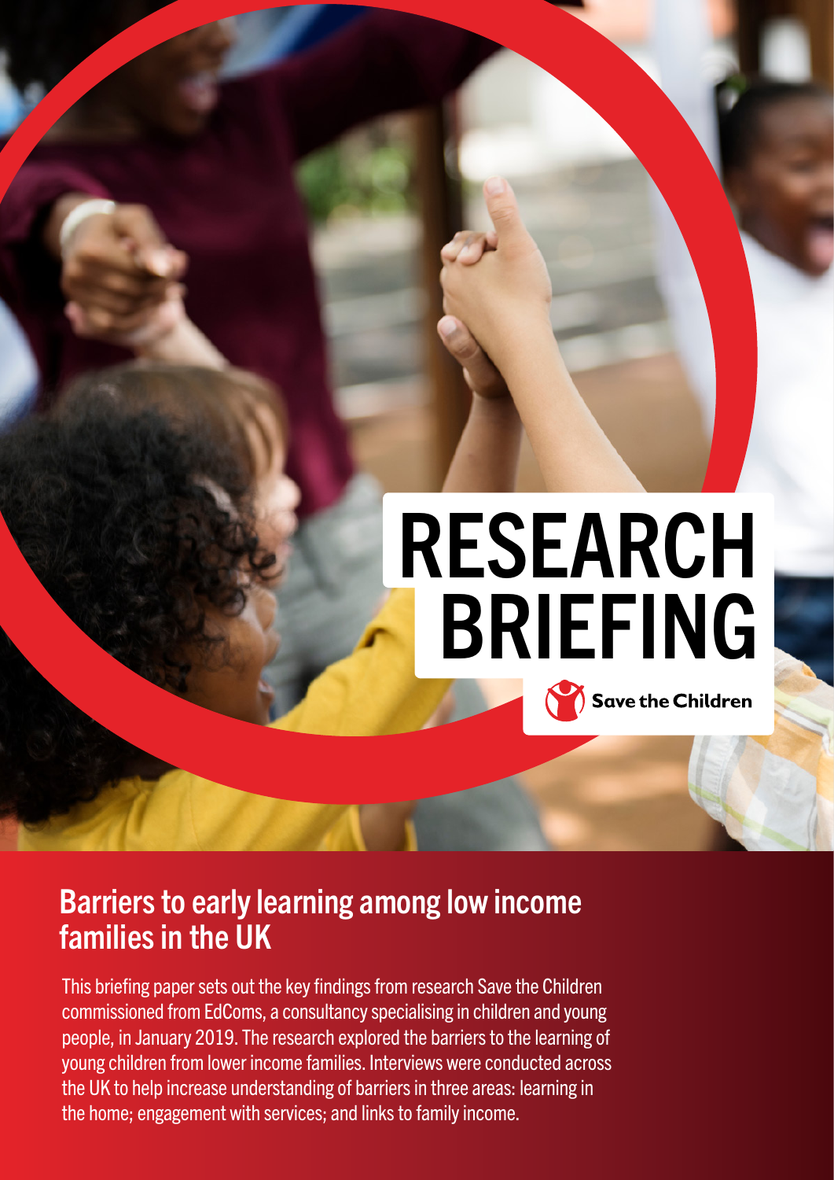# RESEARCH BRIEFING

Save the Children

## Barriers to early learning among low income families in the UK

This briefing paper sets out the key findings from research Save the Children commissioned from EdComs, a consultancy specialising in children and young people, in January 2019. The research explored the barriers to the learning of young children from lower income families. Interviews were conducted across the UK to help increase understanding of barriers in three areas: learning in the home; engagement with services; and links to family income.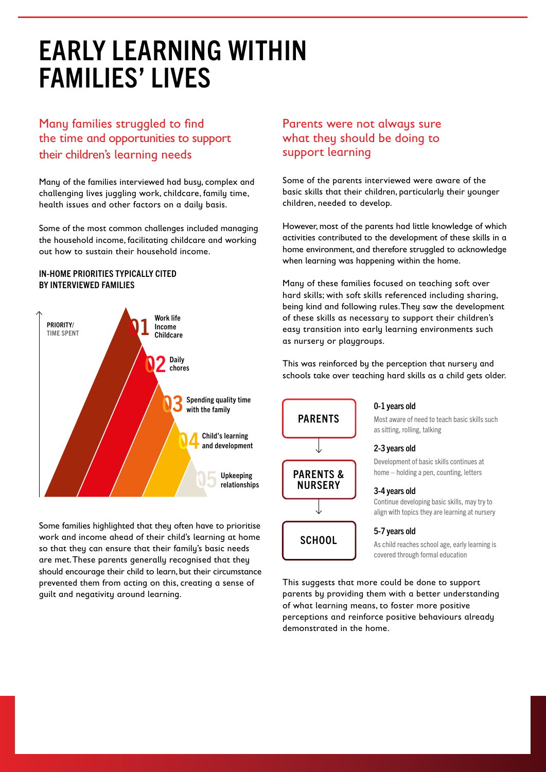# EARLY LEARNING WITHIN FAMILIES' LIVES

## Many families struggled to find the time and opportunities to support their children's learning needs

Many of the families interviewed had busy, complex and challenging lives juggling work, childcare, family time, health issues and other factors on a daily basis.

Some of the most common challenges included managing the household income, facilitating childcare and working out how to sustain their household income.

### IN-HOME PRIORITIES TYPICALLY CITED BY INTERVIEWED FAMILIES

PRIORITY/ TIME SPENT

- **01** Work life, Income, Childcare
- **02** Daily chores
- **03** Spending quality time with the family
- **04** Child's learning and development
- **05** Upkeeping relationships

Some families highlighted that they often have to prioritise work and income ahead of their child's learning at home so that they can ensure that their family's basic needs are met. These parents generally recognised that they should encourage their child to learn, but their circumstance prevented them from acting on this, creating a sense of guilt and negativity around learning.

## Parents were not always sure what they should be doing to support learning

Some of the parents interviewed were aware of the basic skills that their children, particularly their younger children, needed to develop.

However, most of the parents had little knowledge of which activities contributed to the development of these skills in a home environment, and therefore struggled to acknowledge when learning was happening within the home.

Many of these families focused on teaching soft over hard skills; with soft skills referenced including sharing, being kind and following rules. They saw the development of these skills as necessary to support their children's easy transition into early learning environments such as nursery or playgroups.

This was reinforced by the perception that nursery and schools take over teaching hard skills as a child gets older.

**PARENTS** → **PARENTS & NURSERY** → **SCHOOL**

**0-1 years old**
Most aware of need to teach basic skills such as sitting, rolling, talking

**2-3 years old**
Development of basic skills continues at home – holding a pen, counting, letters

**3-4 years old**
Continue developing basic skills, may try to align with topics they are learning at nursery

**5-7 years old**
As child reaches school age, early learning is covered through formal education

This suggests that more could be done to support parents by providing them with a better understanding of what learning means, to foster more positive perceptions and reinforce positive behaviours already demonstrated in the home.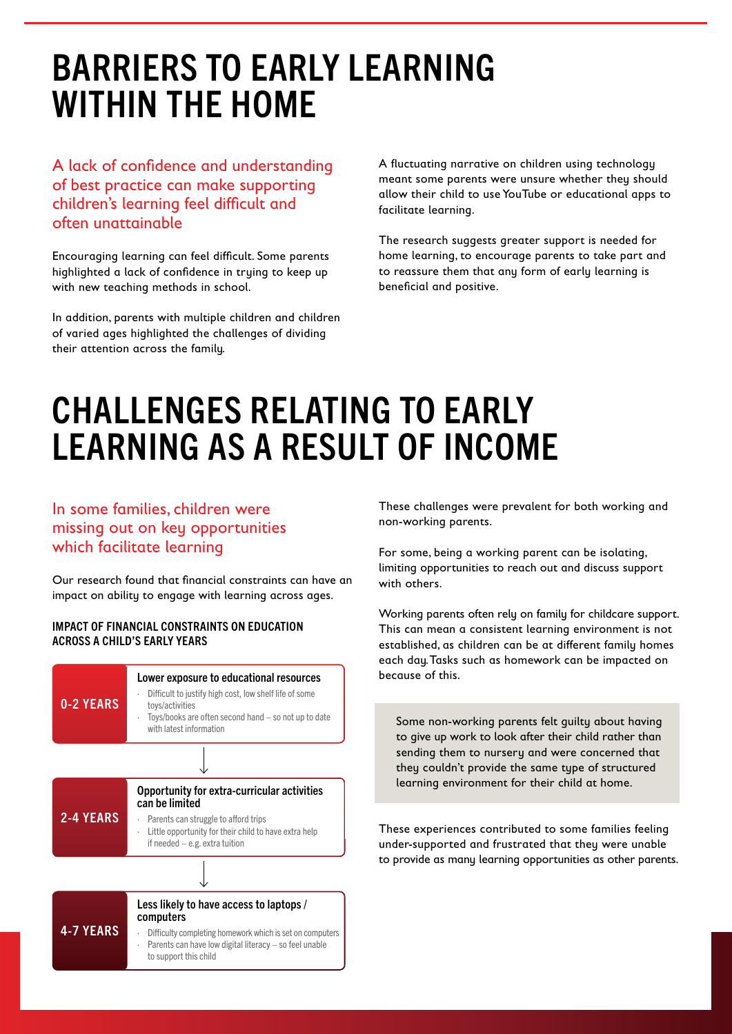# BARRIERS TO EARLY LEARNING WITHIN THE HOME

## A lack of confidence and understanding of best practice can make supporting children's learning feel difficult and often unattainable

Encouraging learning can feel difficult. Some parents highlighted a lack of confidence in trying to keep up with new teaching methods in school.

In addition, parents with multiple children and children of varied ages highlighted the challenges of dividing their attention across the family.

A fluctuating narrative on children using technology meant some parents were unsure whether they should allow their child to use YouTube or educational apps to facilitate learning.

The research suggests greater support is needed for home learning, to encourage parents to take part and to reassure them that any form of early learning is beneficial and positive.

# CHALLENGES RELATING TO EARLY LEARNING AS A RESULT OF INCOME

## In some families, children were missing out on key opportunities which facilitate learning

Our research found that financial constraints can have an impact on ability to engage with learning across ages.

### IMPACT OF FINANCIAL CONSTRAINTS ON EDUCATION ACROSS A CHILD'S EARLY YEARS

**0-2 YEARS**

**Lower exposure to educational resources**

- Difficult to justify high cost, low shelf life of some toys/activities
- Toys/books are often second hand – so not up to date with latest information

↓

**2-4 YEARS**

**Opportunity for extra-curricular activities can be limited**

- Parents can struggle to afford trips
- Little opportunity for their child to have extra help if needed – e.g. extra tuition

↓

**4-7 YEARS**

**Less likely to have access to laptops / computers**

- Difficulty completing homework which is set on computers
- Parents can have low digital literacy – so feel unable to support this child

These challenges were prevalent for both working and non-working parents.

For some, being a working parent can be isolating, limiting opportunities to reach out and discuss support with others.

Working parents often rely on family for childcare support. This can mean a consistent learning environment is not established, as children can be at different family homes each day. Tasks such as homework can be impacted on because of this.

> Some non-working parents felt guilty about having to give up work to look after their child rather than sending them to nursery and were concerned that they couldn't provide the same type of structured learning environment for their child at home.

These experiences contributed to some families feeling under-supported and frustrated that they were unable to provide as many learning opportunities as other parents.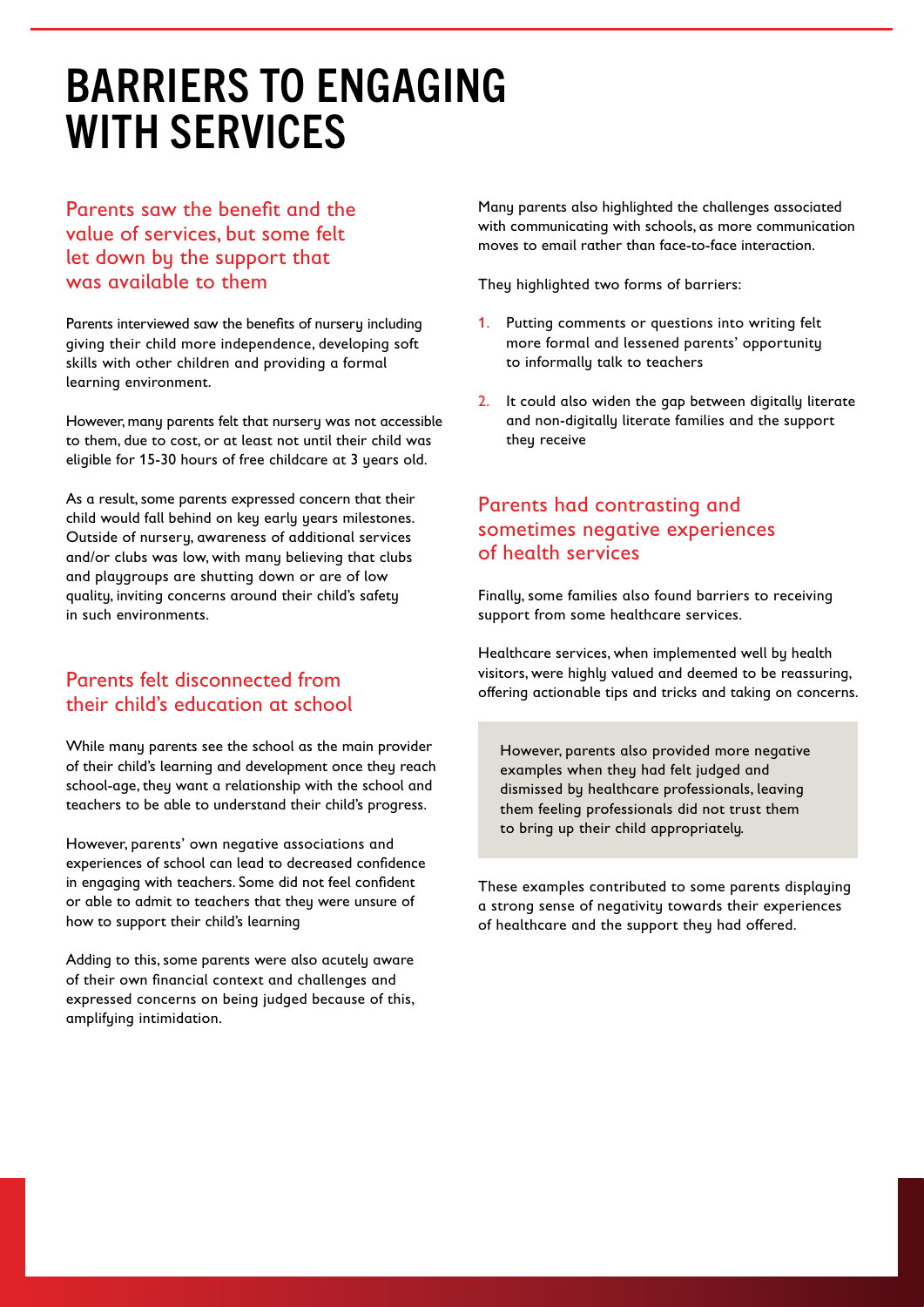# BARRIERS TO ENGAGING WITH SERVICES

## Parents saw the benefit and the value of services, but some felt let down by the support that was available to them

Parents interviewed saw the benefits of nursery including giving their child more independence, developing soft skills with other children and providing a formal learning environment.

However, many parents felt that nursery was not accessible to them, due to cost, or at least not until their child was eligible for 15-30 hours of free childcare at 3 years old.

As a result, some parents expressed concern that their child would fall behind on key early years milestones. Outside of nursery, awareness of additional services and/or clubs was low, with many believing that clubs and playgroups are shutting down or are of low quality, inviting concerns around their child's safety in such environments.

## Parents felt disconnected from their child's education at school

While many parents see the school as the main provider of their child's learning and development once they reach school-age, they want a relationship with the school and teachers to be able to understand their child's progress.

However, parents' own negative associations and experiences of school can lead to decreased confidence in engaging with teachers. Some did not feel confident or able to admit to teachers that they were unsure of how to support their child's learning

Adding to this, some parents were also acutely aware of their own financial context and challenges and expressed concerns on being judged because of this, amplifying intimidation.

Many parents also highlighted the challenges associated with communicating with schools, as more communication moves to email rather than face-to-face interaction.

They highlighted two forms of barriers:

1. Putting comments or questions into writing felt more formal and lessened parents' opportunity to informally talk to teachers
2. It could also widen the gap between digitally literate and non-digitally literate families and the support they receive

## Parents had contrasting and sometimes negative experiences of health services

Finally, some families also found barriers to receiving support from some healthcare services.

Healthcare services, when implemented well by health visitors, were highly valued and deemed to be reassuring, offering actionable tips and tricks and taking on concerns.

However, parents also provided more negative examples when they had felt judged and dismissed by healthcare professionals, leaving them feeling professionals did not trust them to bring up their child appropriately.

These examples contributed to some parents displaying a strong sense of negativity towards their experiences of healthcare and the support they had offered.